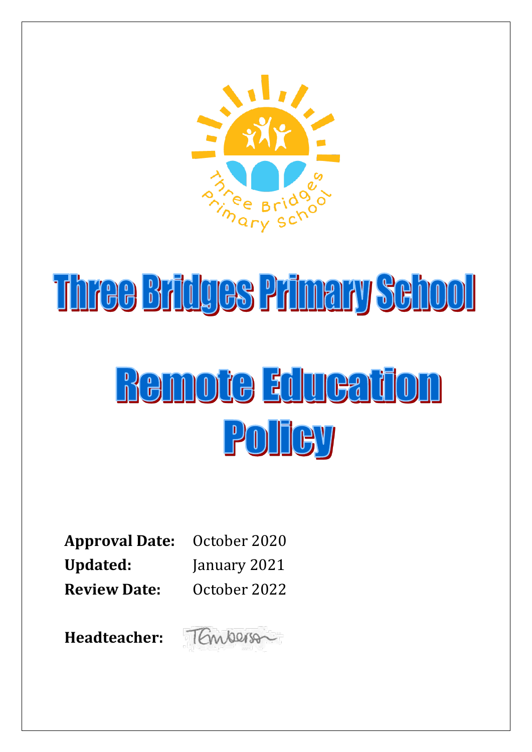# Three Bridges Primary School

# Remote Education Policy

**Approval Date:** October 2020

**Updated:** January 2021

**Review Date:** October 2022

**Headteacher:**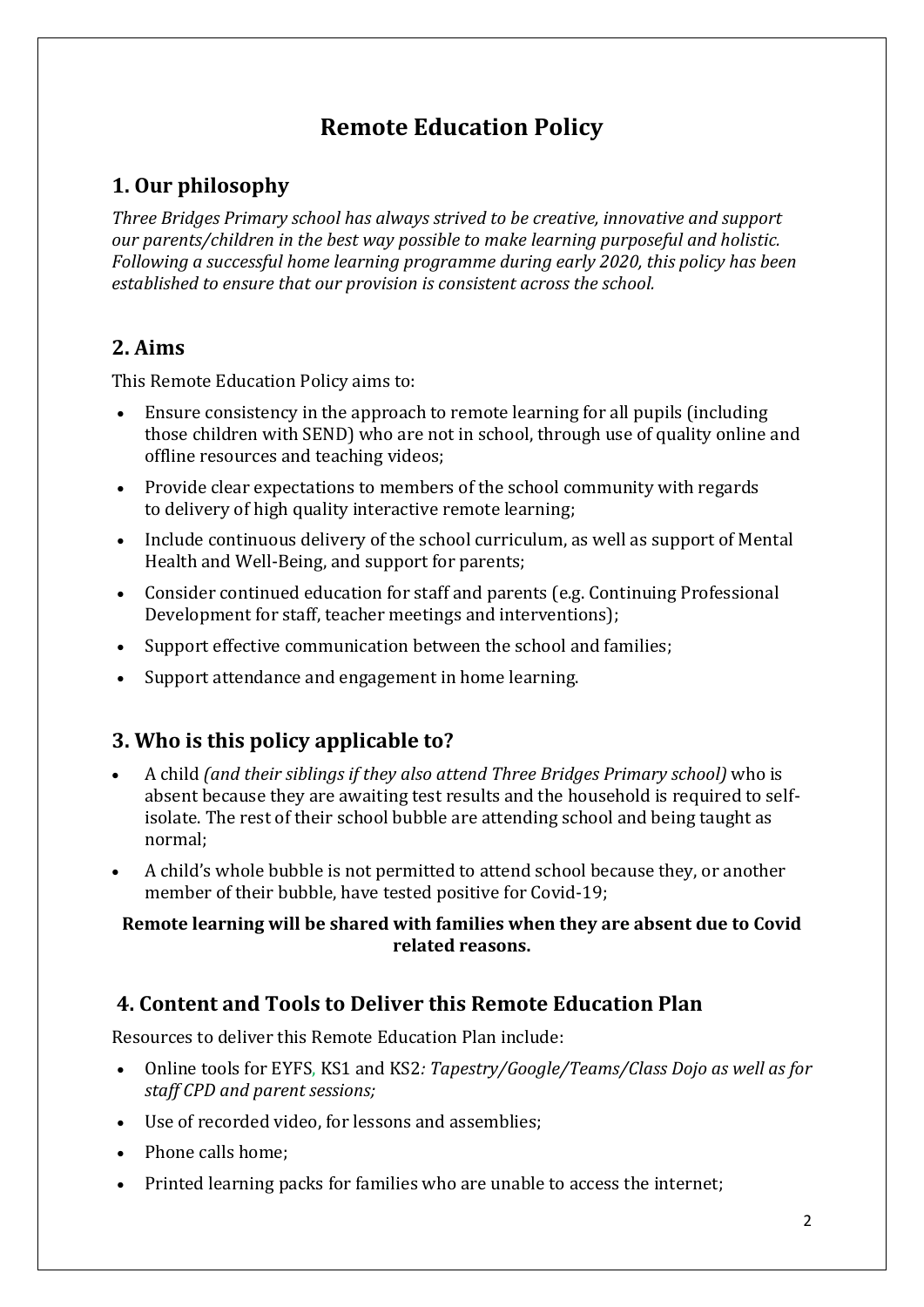# Remote Education Policy

## 1. Our philosophy

*Three Bridges Primary school has always strived to be creative, innovative and support our parents/children in the best way possible to make learning purposeful and holistic. Following a successful home learning programme during early 2020, this policy has been established to ensure that our provision is consistent across the school.*

## 2. Aims

This Remote Education Policy aims to:

- Ensure consistency in the approach to remote learning for all pupils (including those children with SEND) who are not in school, through use of quality online and offline resources and teaching videos;
- Provide clear expectations to members of the school community with regards to delivery of high quality interactive remote learning;
- Include continuous delivery of the school curriculum, as well as support of Mental Health and Well-Being, and support for parents;
- Consider continued education for staff and parents (e.g. Continuing Professional Development for staff, teacher meetings and interventions);
- Support effective communication between the school and families;
- Support attendance and engagement in home learning.

## 3. Who is this policy applicable to?

- A child *(and their siblings if they also attend Three Bridges Primary school)* who is absent because they are awaiting test results and the household is required to self-isolate. The rest of their school bubble are attending school and being taught as normal;
- A child's whole bubble is not permitted to attend school because they, or another member of their bubble, have tested positive for Covid-19;

**Remote learning will be shared with families when they are absent due to Covid related reasons.**

## 4. Content and Tools to Deliver this Remote Education Plan

Resources to deliver this Remote Education Plan include:

- Online tools for EYFS, KS1 and KS2*: Tapestry/Google/Teams/Class Dojo as well as for staff CPD and parent sessions;*
- Use of recorded video, for lessons and assemblies;
- Phone calls home;
- Printed learning packs for families who are unable to access the internet;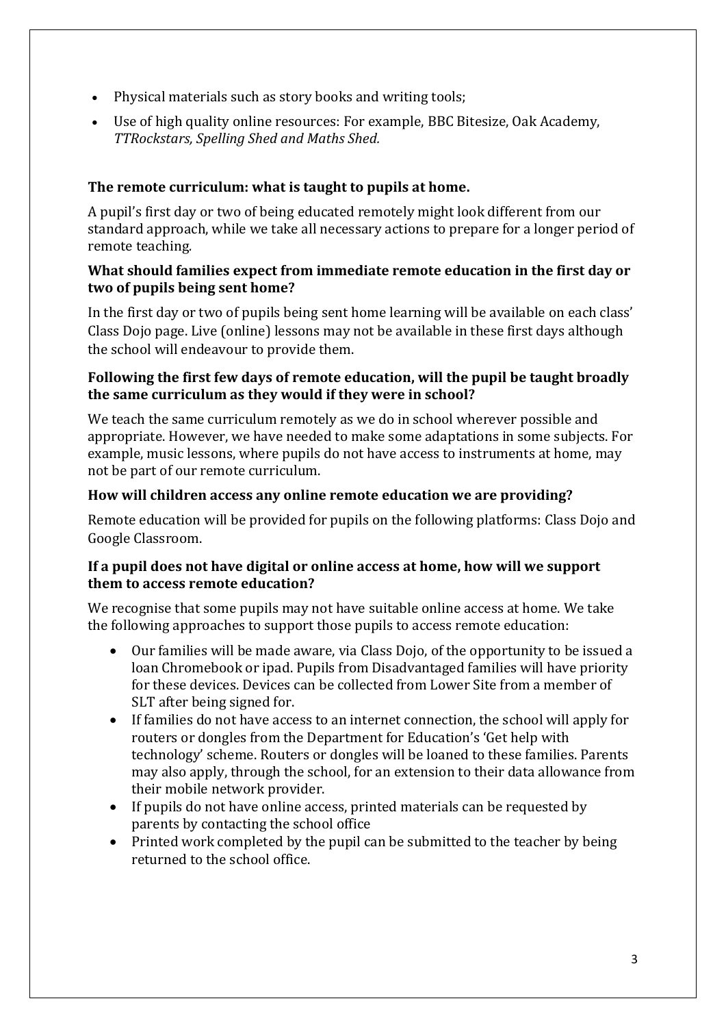- Physical materials such as story books and writing tools;
- Use of high quality online resources: For example, BBC Bitesize, Oak Academy, *TTRockstars, Spelling Shed and Maths Shed.*

**The remote curriculum: what is taught to pupils at home.**

A pupil's first day or two of being educated remotely might look different from our standard approach, while we take all necessary actions to prepare for a longer period of remote teaching.

**What should families expect from immediate remote education in the first day or two of pupils being sent home?**

In the first day or two of pupils being sent home learning will be available on each class' Class Dojo page. Live (online) lessons may not be available in these first days although the school will endeavour to provide them.

**Following the first few days of remote education, will the pupil be taught broadly the same curriculum as they would if they were in school?**

We teach the same curriculum remotely as we do in school wherever possible and appropriate. However, we have needed to make some adaptations in some subjects. For example, music lessons, where pupils do not have access to instruments at home, may not be part of our remote curriculum.

**How will children access any online remote education we are providing?**

Remote education will be provided for pupils on the following platforms: Class Dojo and Google Classroom.

**If a pupil does not have digital or online access at home, how will we support them to access remote education?**

We recognise that some pupils may not have suitable online access at home. We take the following approaches to support those pupils to access remote education:

- Our families will be made aware, via Class Dojo, of the opportunity to be issued a loan Chromebook or ipad. Pupils from Disadvantaged families will have priority for these devices. Devices can be collected from Lower Site from a member of SLT after being signed for.
- If families do not have access to an internet connection, the school will apply for routers or dongles from the Department for Education's 'Get help with technology' scheme. Routers or dongles will be loaned to these families. Parents may also apply, through the school, for an extension to their data allowance from their mobile network provider.
- If pupils do not have online access, printed materials can be requested by parents by contacting the school office
- Printed work completed by the pupil can be submitted to the teacher by being returned to the school office.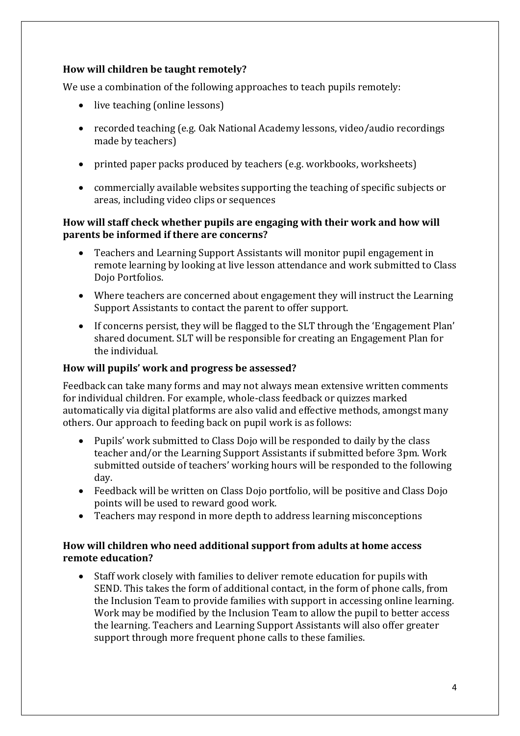**How will children be taught remotely?**

We use a combination of the following approaches to teach pupils remotely:

- live teaching (online lessons)
- recorded teaching (e.g. Oak National Academy lessons, video/audio recordings made by teachers)
- printed paper packs produced by teachers (e.g. workbooks, worksheets)
- commercially available websites supporting the teaching of specific subjects or areas, including video clips or sequences

**How will staff check whether pupils are engaging with their work and how will parents be informed if there are concerns?**

- Teachers and Learning Support Assistants will monitor pupil engagement in remote learning by looking at live lesson attendance and work submitted to Class Dojo Portfolios.
- Where teachers are concerned about engagement they will instruct the Learning Support Assistants to contact the parent to offer support.
- If concerns persist, they will be flagged to the SLT through the 'Engagement Plan' shared document. SLT will be responsible for creating an Engagement Plan for the individual.

**How will pupils' work and progress be assessed?**

Feedback can take many forms and may not always mean extensive written comments for individual children. For example, whole-class feedback or quizzes marked automatically via digital platforms are also valid and effective methods, amongst many others. Our approach to feeding back on pupil work is as follows:

- Pupils' work submitted to Class Dojo will be responded to daily by the class teacher and/or the Learning Support Assistants if submitted before 3pm. Work submitted outside of teachers' working hours will be responded to the following day.
- Feedback will be written on Class Dojo portfolio, will be positive and Class Dojo points will be used to reward good work.
- Teachers may respond in more depth to address learning misconceptions

**How will children who need additional support from adults at home access remote education?**

- Staff work closely with families to deliver remote education for pupils with SEND. This takes the form of additional contact, in the form of phone calls, from the Inclusion Team to provide families with support in accessing online learning. Work may be modified by the Inclusion Team to allow the pupil to better access the learning. Teachers and Learning Support Assistants will also offer greater support through more frequent phone calls to these families.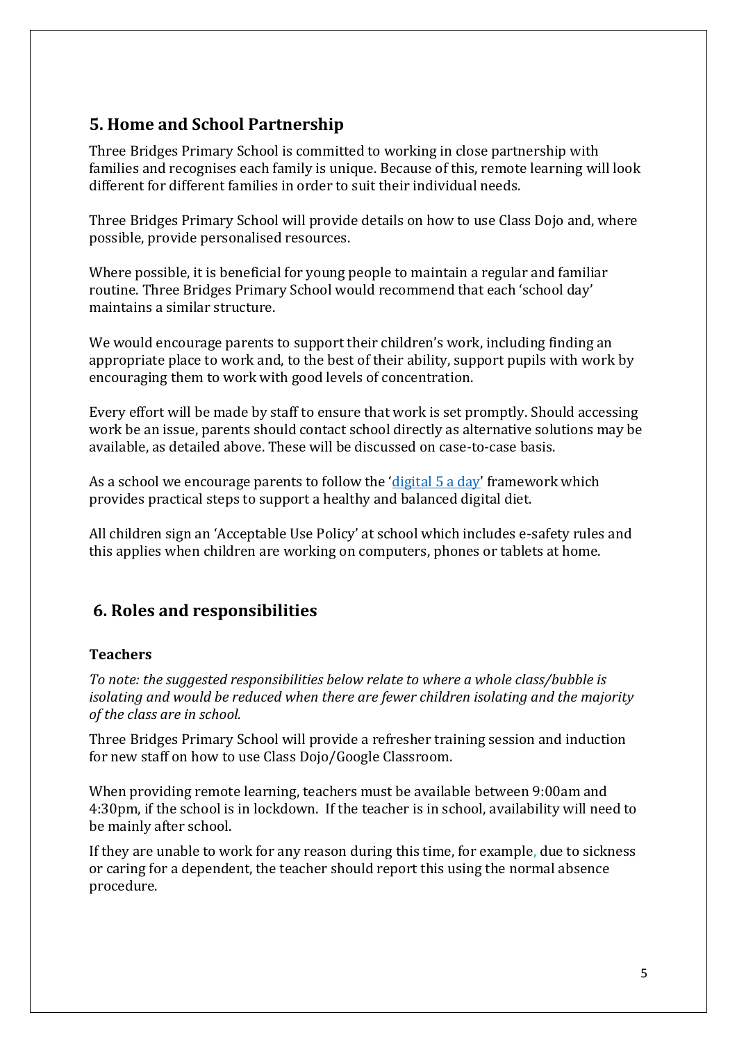## 5. Home and School Partnership

Three Bridges Primary School is committed to working in close partnership with families and recognises each family is unique. Because of this, remote learning will look different for different families in order to suit their individual needs.

Three Bridges Primary School will provide details on how to use Class Dojo and, where possible, provide personalised resources.

Where possible, it is beneficial for young people to maintain a regular and familiar routine. Three Bridges Primary School would recommend that each 'school day' maintains a similar structure.

We would encourage parents to support their children's work, including finding an appropriate place to work and, to the best of their ability, support pupils with work by encouraging them to work with good levels of concentration.

Every effort will be made by staff to ensure that work is set promptly. Should accessing work be an issue, parents should contact school directly as alternative solutions may be available, as detailed above. These will be discussed on case-to-case basis.

As a school we encourage parents to follow the 'digital 5 a day' framework which provides practical steps to support a healthy and balanced digital diet.

All children sign an 'Acceptable Use Policy' at school which includes e-safety rules and this applies when children are working on computers, phones or tablets at home.

## 6. Roles and responsibilities

### Teachers

*To note: the suggested responsibilities below relate to where a whole class/bubble is isolating and would be reduced when there are fewer children isolating and the majority of the class are in school.*

Three Bridges Primary School will provide a refresher training session and induction for new staff on how to use Class Dojo/Google Classroom.

When providing remote learning, teachers must be available between 9:00am and 4:30pm, if the school is in lockdown. If the teacher is in school, availability will need to be mainly after school.

If they are unable to work for any reason during this time, for example, due to sickness or caring for a dependent, the teacher should report this using the normal absence procedure.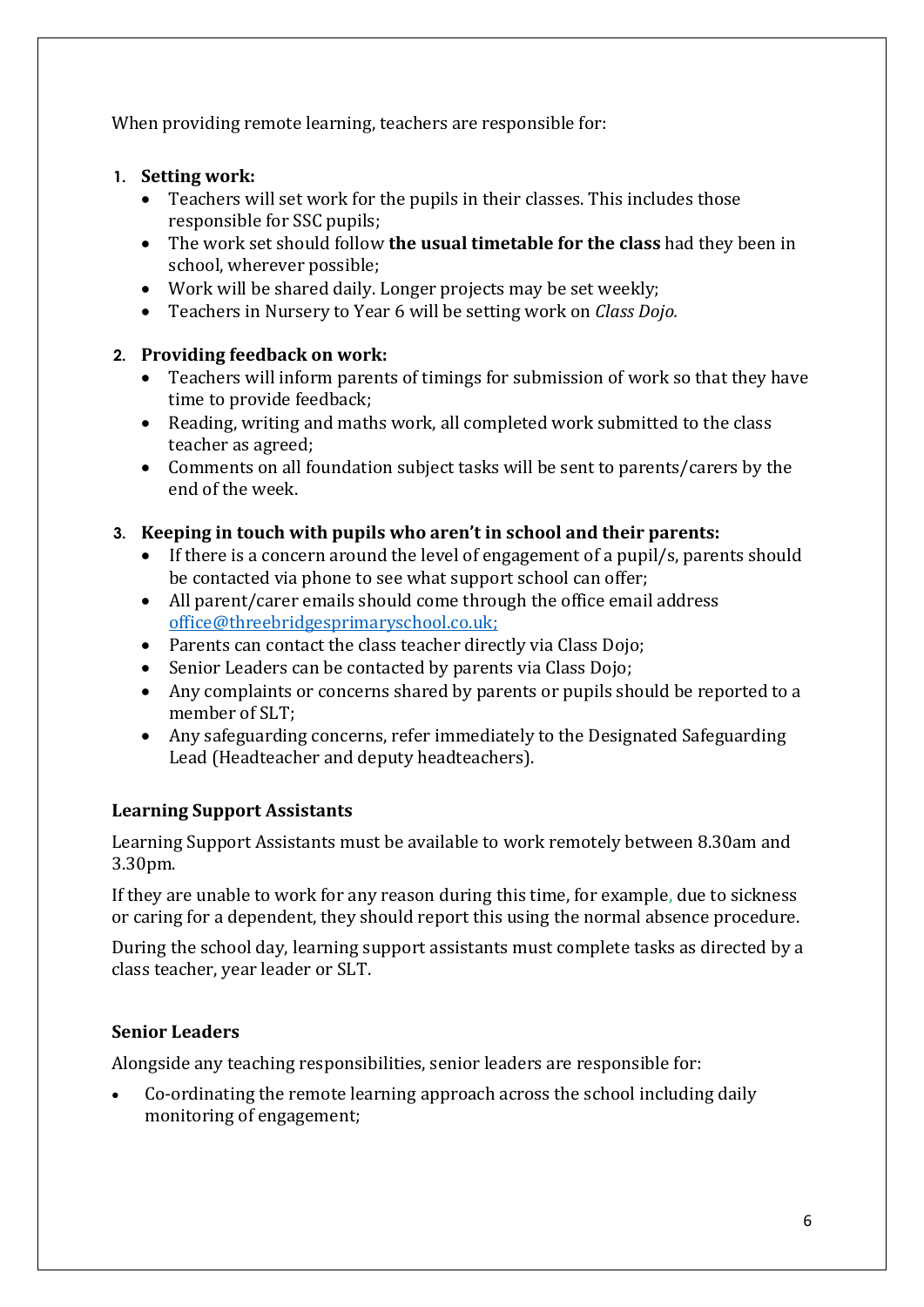When providing remote learning, teachers are responsible for:

1. **Setting work:**
   - Teachers will set work for the pupils in their classes. This includes those responsible for SSC pupils;
   - The work set should follow **the usual timetable for the class** had they been in school, wherever possible;
   - Work will be shared daily. Longer projects may be set weekly;
   - Teachers in Nursery to Year 6 will be setting work on *Class Dojo.*

2. **Providing feedback on work:**
   - Teachers will inform parents of timings for submission of work so that they have time to provide feedback;
   - Reading, writing and maths work, all completed work submitted to the class teacher as agreed;
   - Comments on all foundation subject tasks will be sent to parents/carers by the end of the week.

3. **Keeping in touch with pupils who aren't in school and their parents:**
   - If there is a concern around the level of engagement of a pupil/s, parents should be contacted via phone to see what support school can offer;
   - All parent/carer emails should come through the office email address office@threebridgesprimaryschool.co.uk;
   - Parents can contact the class teacher directly via Class Dojo;
   - Senior Leaders can be contacted by parents via Class Dojo;
   - Any complaints or concerns shared by parents or pupils should be reported to a member of SLT;
   - Any safeguarding concerns, refer immediately to the Designated Safeguarding Lead (Headteacher and deputy headteachers).

**Learning Support Assistants**

Learning Support Assistants must be available to work remotely between 8.30am and 3.30pm.

If they are unable to work for any reason during this time, for example, due to sickness or caring for a dependent, they should report this using the normal absence procedure.

During the school day, learning support assistants must complete tasks as directed by a class teacher, year leader or SLT.

**Senior Leaders**

Alongside any teaching responsibilities, senior leaders are responsible for:

- Co-ordinating the remote learning approach across the school including daily monitoring of engagement;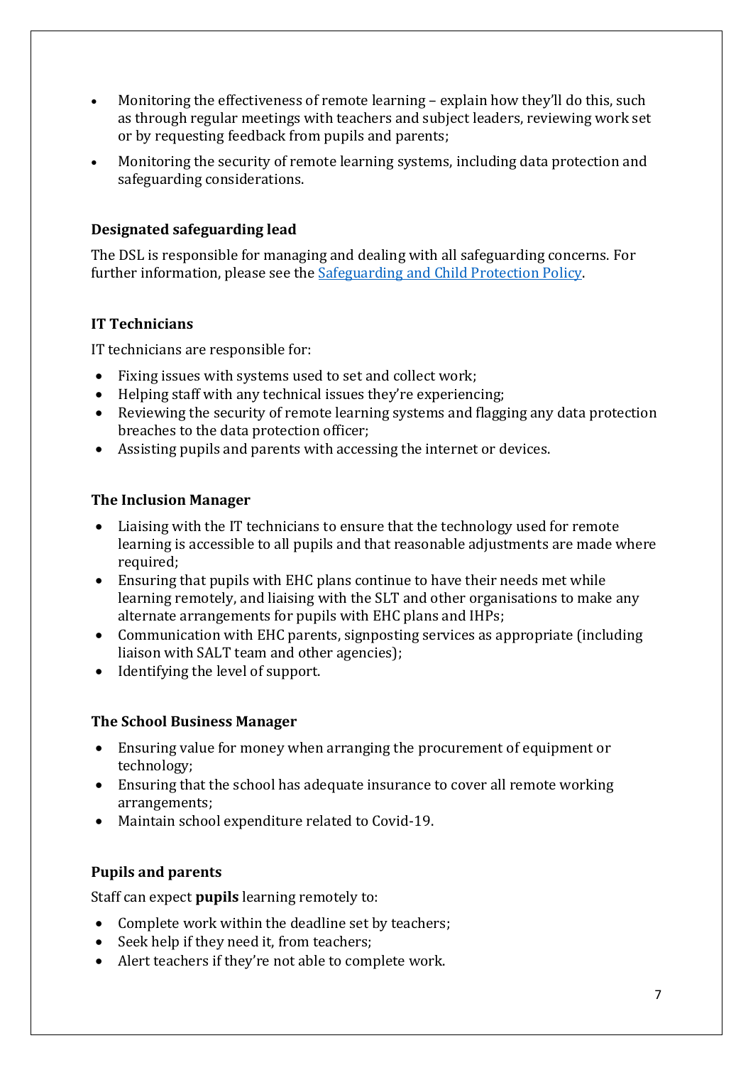- Monitoring the effectiveness of remote learning – explain how they'll do this, such as through regular meetings with teachers and subject leaders, reviewing work set or by requesting feedback from pupils and parents;
- Monitoring the security of remote learning systems, including data protection and safeguarding considerations.

### Designated safeguarding lead

The DSL is responsible for managing and dealing with all safeguarding concerns. For further information, please see the [Safeguarding and Child Protection Policy]().

### IT Technicians

IT technicians are responsible for:

- Fixing issues with systems used to set and collect work;
- Helping staff with any technical issues they're experiencing;
- Reviewing the security of remote learning systems and flagging any data protection breaches to the data protection officer;
- Assisting pupils and parents with accessing the internet or devices.

### The Inclusion Manager

- Liaising with the IT technicians to ensure that the technology used for remote learning is accessible to all pupils and that reasonable adjustments are made where required;
- Ensuring that pupils with EHC plans continue to have their needs met while learning remotely, and liaising with the SLT and other organisations to make any alternate arrangements for pupils with EHC plans and IHPs;
- Communication with EHC parents, signposting services as appropriate (including liaison with SALT team and other agencies);
- Identifying the level of support.

### The School Business Manager

- Ensuring value for money when arranging the procurement of equipment or technology;
- Ensuring that the school has adequate insurance to cover all remote working arrangements;
- Maintain school expenditure related to Covid-19.

### Pupils and parents

Staff can expect **pupils** learning remotely to:

- Complete work within the deadline set by teachers;
- Seek help if they need it, from teachers;
- Alert teachers if they're not able to complete work.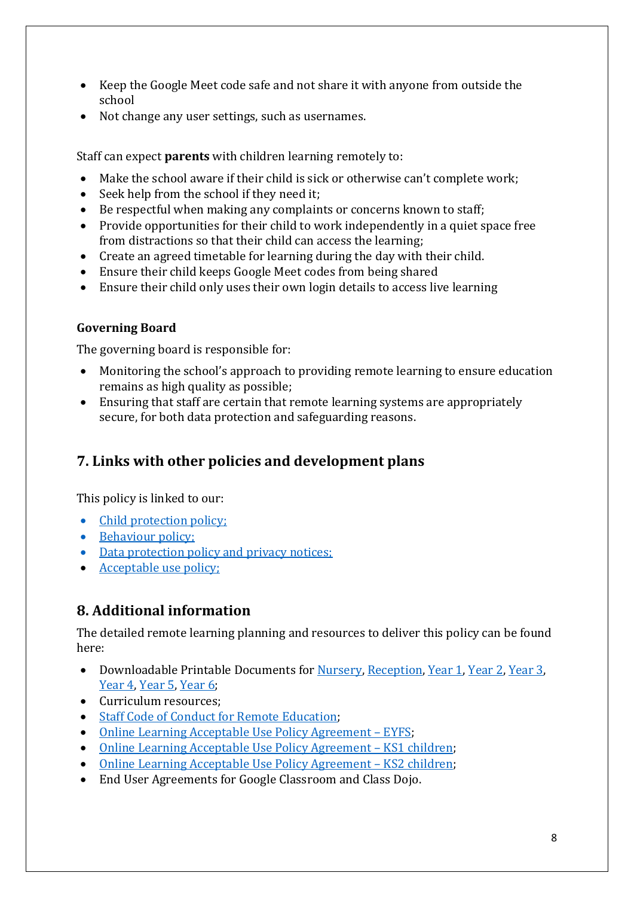- Keep the Google Meet code safe and not share it with anyone from outside the school
- Not change any user settings, such as usernames.

Staff can expect **parents** with children learning remotely to:

- Make the school aware if their child is sick or otherwise can't complete work;
- Seek help from the school if they need it;
- Be respectful when making any complaints or concerns known to staff;
- Provide opportunities for their child to work independently in a quiet space free from distractions so that their child can access the learning;
- Create an agreed timetable for learning during the day with their child.
- Ensure their child keeps Google Meet codes from being shared
- Ensure their child only uses their own login details to access live learning

**Governing Board**

The governing board is responsible for:

- Monitoring the school's approach to providing remote learning to ensure education remains as high quality as possible;
- Ensuring that staff are certain that remote learning systems are appropriately secure, for both data protection and safeguarding reasons.

## 7. Links with other policies and development plans

This policy is linked to our:

- Child protection policy;
- Behaviour policy;
- Data protection policy and privacy notices;
- Acceptable use policy;

## 8. Additional information

The detailed remote learning planning and resources to deliver this policy can be found here:

- Downloadable Printable Documents for Nursery, Reception, Year 1, Year 2, Year 3, Year 4, Year 5, Year 6;
- Curriculum resources;
- Staff Code of Conduct for Remote Education;
- Online Learning Acceptable Use Policy Agreement – EYFS;
- Online Learning Acceptable Use Policy Agreement – KS1 children;
- Online Learning Acceptable Use Policy Agreement – KS2 children;
- End User Agreements for Google Classroom and Class Dojo.